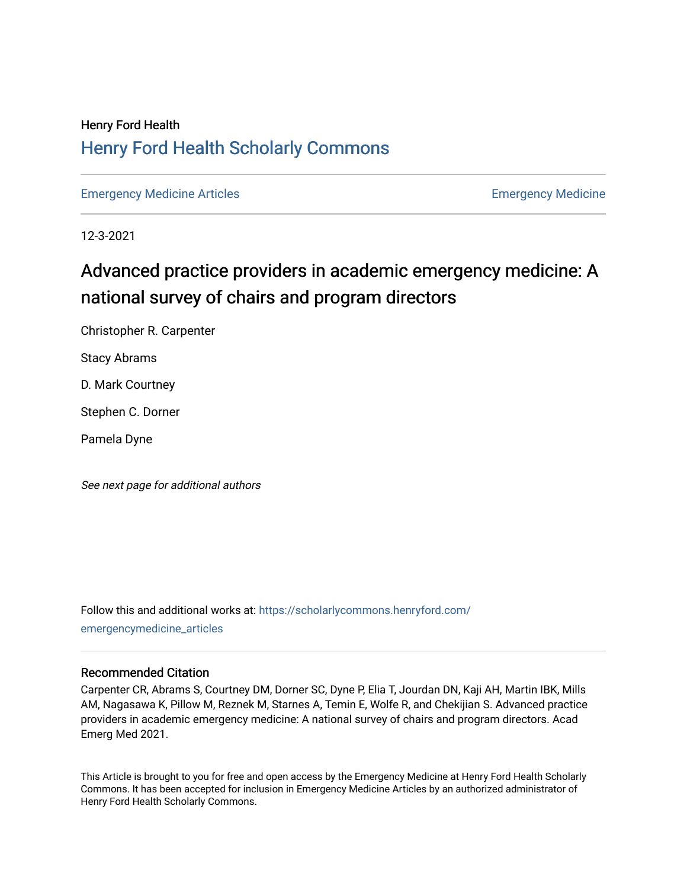Henry Ford Health

# Henry Ford Health Scholarly Commons

Emergency Medicine Articles | Emergency Medicine

12-3-2021

# Advanced practice providers in academic emergency medicine: A national survey of chairs and program directors

Christopher R. Carpenter

Stacy Abrams

D. Mark Courtney

Stephen C. Dorner

Pamela Dyne

*See next page for additional authors*

Follow this and additional works at: https://scholarlycommons.henryford.com/emergencymedicine_articles

## Recommended Citation

Carpenter CR, Abrams S, Courtney DM, Dorner SC, Dyne P, Elia T, Jourdan DN, Kaji AH, Martin IBK, Mills AM, Nagasawa K, Pillow M, Reznek M, Starnes A, Temin E, Wolfe R, and Chekijian S. Advanced practice providers in academic emergency medicine: A national survey of chairs and program directors. Acad Emerg Med 2021.

This Article is brought to you for free and open access by the Emergency Medicine at Henry Ford Health Scholarly Commons. It has been accepted for inclusion in Emergency Medicine Articles by an authorized administrator of Henry Ford Health Scholarly Commons.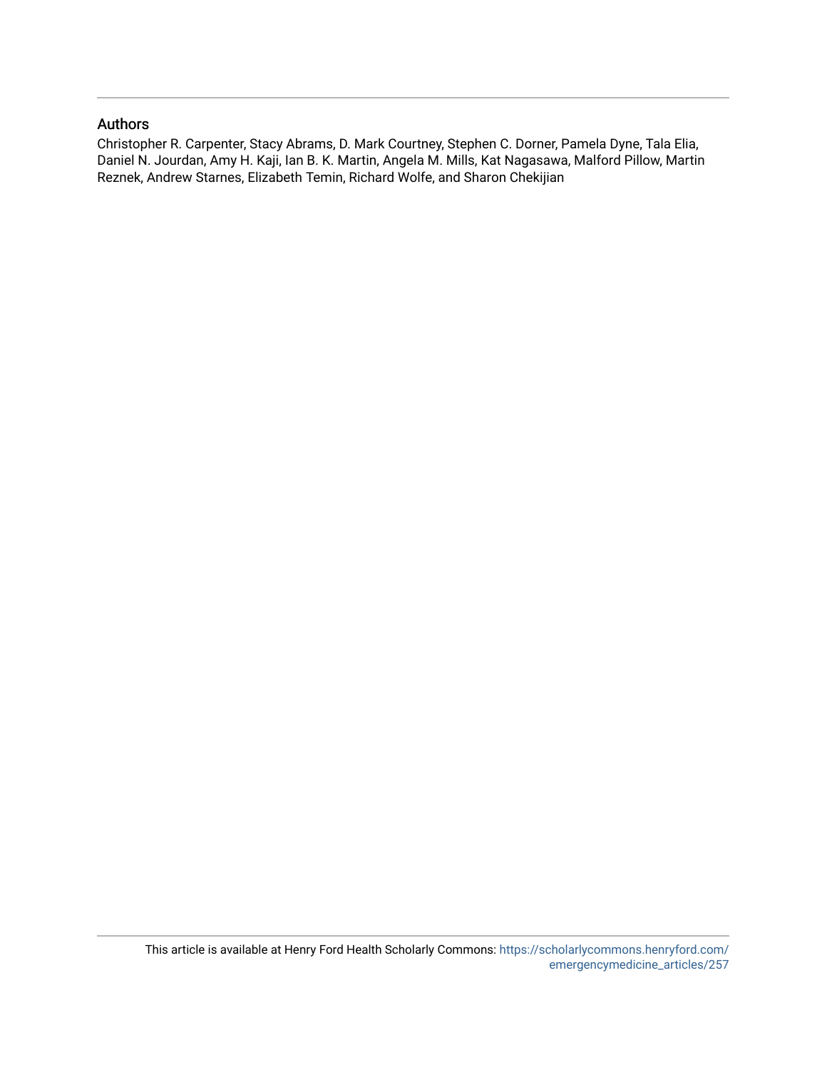## Authors

Christopher R. Carpenter, Stacy Abrams, D. Mark Courtney, Stephen C. Dorner, Pamela Dyne, Tala Elia, Daniel N. Jourdan, Amy H. Kaji, Ian B. K. Martin, Angela M. Mills, Kat Nagasawa, Malford Pillow, Martin Reznek, Andrew Starnes, Elizabeth Temin, Richard Wolfe, and Sharon Chekijian

This article is available at Henry Ford Health Scholarly Commons: https://scholarlycommons.henryford.com/emergencymedicine_articles/257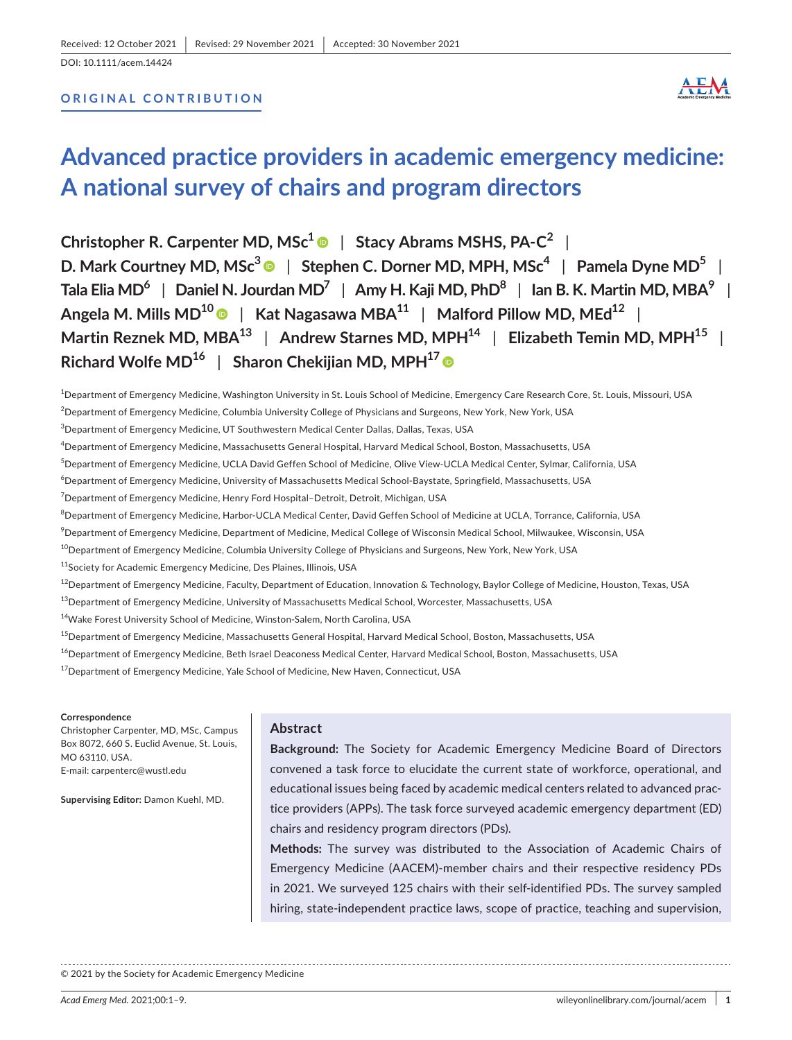Received: 12 October 2021 | Revised: 29 November 2021 | Accepted: 30 November 2021

DOI: 10.1111/acem.14424

**ORIGINAL CONTRIBUTION**

# Advanced practice providers in academic emergency medicine: A national survey of chairs and program directors

**Christopher R. Carpenter MD, MSc**[1] | **Stacy Abrams MSHS, PA-C**[2] | **D. Mark Courtney MD, MSc**[3] | **Stephen C. Dorner MD, MPH, MSc**[4] | **Pamela Dyne MD**[5] | **Tala Elia MD**[6] | **Daniel N. Jourdan MD**[7] | **Amy H. Kaji MD, PhD**[8] | **Ian B. K. Martin MD, MBA**[9] | **Angela M. Mills MD**[10] | **Kat Nagasawa MBA**[11] | **Malford Pillow MD, MEd**[12] | **Martin Reznek MD, MBA**[13] | **Andrew Starnes MD, MPH**[14] | **Elizabeth Temin MD, MPH**[15] | **Richard Wolfe MD**[16] | **Sharon Chekijian MD, MPH**[17]

[1]Department of Emergency Medicine, Washington University in St. Louis School of Medicine, Emergency Care Research Core, St. Louis, Missouri, USA

[2]Department of Emergency Medicine, Columbia University College of Physicians and Surgeons, New York, New York, USA

[3]Department of Emergency Medicine, UT Southwestern Medical Center Dallas, Dallas, Texas, USA

[4]Department of Emergency Medicine, Massachusetts General Hospital, Harvard Medical School, Boston, Massachusetts, USA

[5]Department of Emergency Medicine, UCLA David Geffen School of Medicine, Olive View-UCLA Medical Center, Sylmar, California, USA

[6]Department of Emergency Medicine, University of Massachusetts Medical School-Baystate, Springfield, Massachusetts, USA

[7]Department of Emergency Medicine, Henry Ford Hospital–Detroit, Detroit, Michigan, USA

[8]Department of Emergency Medicine, Harbor-UCLA Medical Center, David Geffen School of Medicine at UCLA, Torrance, California, USA

[9]Department of Emergency Medicine, Department of Medicine, Medical College of Wisconsin Medical School, Milwaukee, Wisconsin, USA

[10]Department of Emergency Medicine, Columbia University College of Physicians and Surgeons, New York, New York, USA

[11]Society for Academic Emergency Medicine, Des Plaines, Illinois, USA

[12]Department of Emergency Medicine, Faculty, Department of Education, Innovation & Technology, Baylor College of Medicine, Houston, Texas, USA

[13]Department of Emergency Medicine, University of Massachusetts Medical School, Worcester, Massachusetts, USA

[14]Wake Forest University School of Medicine, Winston-Salem, North Carolina, USA

[15]Department of Emergency Medicine, Massachusetts General Hospital, Harvard Medical School, Boston, Massachusetts, USA

[16]Department of Emergency Medicine, Beth Israel Deaconess Medical Center, Harvard Medical School, Boston, Massachusetts, USA

[17]Department of Emergency Medicine, Yale School of Medicine, New Haven, Connecticut, USA

**Correspondence**
Christopher Carpenter, MD, MSc, Campus Box 8072, 660 S. Euclid Avenue, St. Louis, MO 63110, USA.
E-mail: carpenterc@wustl.edu

**Supervising Editor:** Damon Kuehl, MD.

## Abstract

**Background:** The Society for Academic Emergency Medicine Board of Directors convened a task force to elucidate the current state of workforce, operational, and educational issues being faced by academic medical centers related to advanced practice providers (APPs). The task force surveyed academic emergency department (ED) chairs and residency program directors (PDs).

**Methods:** The survey was distributed to the Association of Academic Chairs of Emergency Medicine (AACEM)-member chairs and their respective residency PDs in 2021. We surveyed 125 chairs with their self-identified PDs. The survey sampled hiring, state-independent practice laws, scope of practice, teaching and supervision,

© 2021 by the Society for Academic Emergency Medicine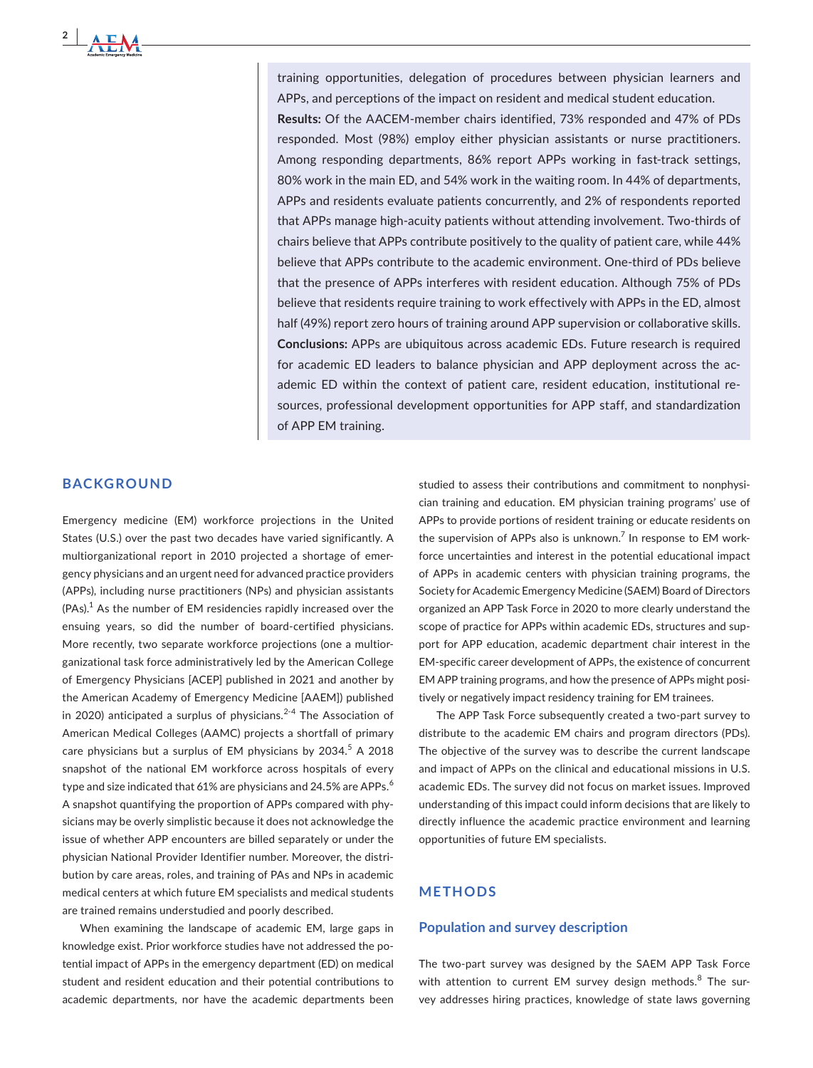training opportunities, delegation of procedures between physician learners and APPs, and perceptions of the impact on resident and medical student education.

**Results:** Of the AACEM-member chairs identified, 73% responded and 47% of PDs responded. Most (98%) employ either physician assistants or nurse practitioners. Among responding departments, 86% report APPs working in fast-track settings, 80% work in the main ED, and 54% work in the waiting room. In 44% of departments, APPs and residents evaluate patients concurrently, and 2% of respondents reported that APPs manage high-acuity patients without attending involvement. Two-thirds of chairs believe that APPs contribute positively to the quality of patient care, while 44% believe that APPs contribute to the academic environment. One-third of PDs believe that the presence of APPs interferes with resident education. Although 75% of PDs believe that residents require training to work effectively with APPs in the ED, almost half (49%) report zero hours of training around APP supervision or collaborative skills.

**Conclusions:** APPs are ubiquitous across academic EDs. Future research is required for academic ED leaders to balance physician and APP deployment across the academic ED within the context of patient care, resident education, institutional resources, professional development opportunities for APP staff, and standardization of APP EM training.

## BACKGROUND

Emergency medicine (EM) workforce projections in the United States (U.S.) over the past two decades have varied significantly. A multiorganizational report in 2010 projected a shortage of emergency physicians and an urgent need for advanced practice providers (APPs), including nurse practitioners (NPs) and physician assistants (PAs).[1] As the number of EM residencies rapidly increased over the ensuing years, so did the number of board-certified physicians. More recently, two separate workforce projections (one a multiorganizational task force administratively led by the American College of Emergency Physicians [ACEP] published in 2021 and another by the American Academy of Emergency Medicine [AAEM]) published in 2020) anticipated a surplus of physicians.[2-4] The Association of American Medical Colleges (AAMC) projects a shortfall of primary care physicians but a surplus of EM physicians by 2034.[5] A 2018 snapshot of the national EM workforce across hospitals of every type and size indicated that 61% are physicians and 24.5% are APPs.[6] A snapshot quantifying the proportion of APPs compared with physicians may be overly simplistic because it does not acknowledge the issue of whether APP encounters are billed separately or under the physician National Provider Identifier number. Moreover, the distribution by care areas, roles, and training of PAs and NPs in academic medical centers at which future EM specialists and medical students are trained remains understudied and poorly described.

When examining the landscape of academic EM, large gaps in knowledge exist. Prior workforce studies have not addressed the potential impact of APPs in the emergency department (ED) on medical student and resident education and their potential contributions to academic departments, nor have the academic departments been studied to assess their contributions and commitment to nonphysician training and education. EM physician training programs' use of APPs to provide portions of resident training or educate residents on the supervision of APPs also is unknown.[7] In response to EM workforce uncertainties and interest in the potential educational impact of APPs in academic centers with physician training programs, the Society for Academic Emergency Medicine (SAEM) Board of Directors organized an APP Task Force in 2020 to more clearly understand the scope of practice for APPs within academic EDs, structures and support for APP education, academic department chair interest in the EM-specific career development of APPs, the existence of concurrent EM APP training programs, and how the presence of APPs might positively or negatively impact residency training for EM trainees.

The APP Task Force subsequently created a two-part survey to distribute to the academic EM chairs and program directors (PDs). The objective of the survey was to describe the current landscape and impact of APPs on the clinical and educational missions in U.S. academic EDs. The survey did not focus on market issues. Improved understanding of this impact could inform decisions that are likely to directly influence the academic practice environment and learning opportunities of future EM specialists.

## METHODS

### Population and survey description

The two-part survey was designed by the SAEM APP Task Force with attention to current EM survey design methods.[8] The survey addresses hiring practices, knowledge of state laws governing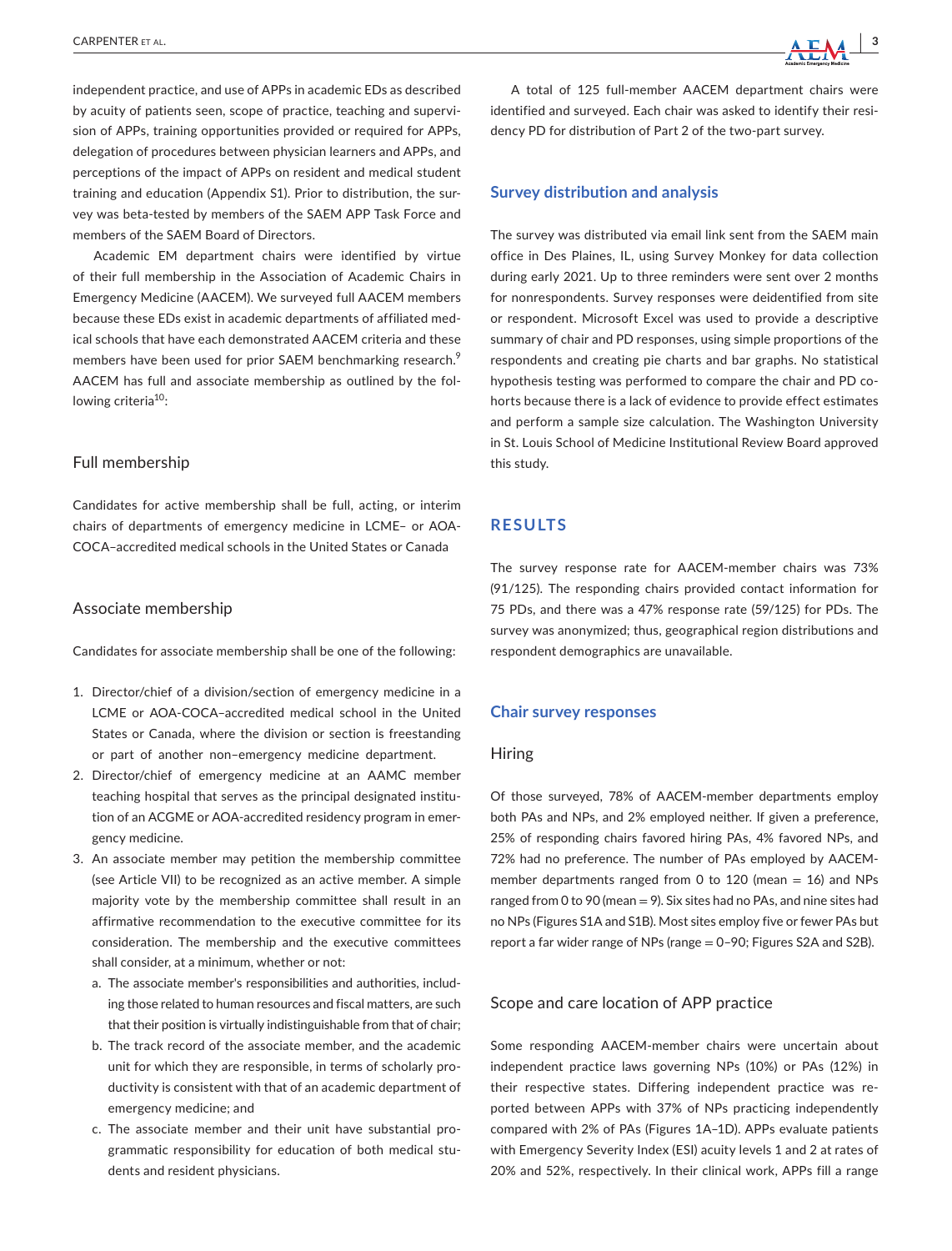independent practice, and use of APPs in academic EDs as described by acuity of patients seen, scope of practice, teaching and supervision of APPs, training opportunities provided or required for APPs, delegation of procedures between physician learners and APPs, and perceptions of the impact of APPs on resident and medical student training and education (Appendix S1). Prior to distribution, the survey was beta-tested by members of the SAEM APP Task Force and members of the SAEM Board of Directors.

Academic EM department chairs were identified by virtue of their full membership in the Association of Academic Chairs in Emergency Medicine (AACEM). We surveyed full AACEM members because these EDs exist in academic departments of affiliated medical schools that have each demonstrated AACEM criteria and these members have been used for prior SAEM benchmarking research.[9] AACEM has full and associate membership as outlined by the following criteria[10]:

### Full membership

Candidates for active membership shall be full, acting, or interim chairs of departments of emergency medicine in LCME– or AOA-COCA–accredited medical schools in the United States or Canada

### Associate membership

Candidates for associate membership shall be one of the following:

1. Director/chief of a division/section of emergency medicine in a LCME or AOA-COCA–accredited medical school in the United States or Canada, where the division or section is freestanding or part of another non–emergency medicine department.
2. Director/chief of emergency medicine at an AAMC member teaching hospital that serves as the principal designated institution of an ACGME or AOA-accredited residency program in emergency medicine.
3. An associate member may petition the membership committee (see Article VII) to be recognized as an active member. A simple majority vote by the membership committee shall result in an affirmative recommendation to the executive committee for its consideration. The membership and the executive committees shall consider, at a minimum, whether or not:
   a. The associate member's responsibilities and authorities, including those related to human resources and fiscal matters, are such that their position is virtually indistinguishable from that of chair;
   b. The track record of the associate member, and the academic unit for which they are responsible, in terms of scholarly productivity is consistent with that of an academic department of emergency medicine; and
   c. The associate member and their unit have substantial programmatic responsibility for education of both medical students and resident physicians.

A total of 125 full-member AACEM department chairs were identified and surveyed. Each chair was asked to identify their residency PD for distribution of Part 2 of the two-part survey.

## Survey distribution and analysis

The survey was distributed via email link sent from the SAEM main office in Des Plaines, IL, using Survey Monkey for data collection during early 2021. Up to three reminders were sent over 2 months for nonrespondents. Survey responses were deidentified from site or respondent. Microsoft Excel was used to provide a descriptive summary of chair and PD responses, using simple proportions of the respondents and creating pie charts and bar graphs. No statistical hypothesis testing was performed to compare the chair and PD cohorts because there is a lack of evidence to provide effect estimates and perform a sample size calculation. The Washington University in St. Louis School of Medicine Institutional Review Board approved this study.

# RESULTS

The survey response rate for AACEM-member chairs was 73% (91/125). The responding chairs provided contact information for 75 PDs, and there was a 47% response rate (59/125) for PDs. The survey was anonymized; thus, geographical region distributions and respondent demographics are unavailable.

## Chair survey responses

### Hiring

Of those surveyed, 78% of AACEM-member departments employ both PAs and NPs, and 2% employed neither. If given a preference, 25% of responding chairs favored hiring PAs, 4% favored NPs, and 72% had no preference. The number of PAs employed by AACEM-member departments ranged from 0 to 120 (mean = 16) and NPs ranged from 0 to 90 (mean = 9). Six sites had no PAs, and nine sites had no NPs (Figures S1A and S1B). Most sites employ five or fewer PAs but report a far wider range of NPs (range = 0–90; Figures S2A and S2B).

### Scope and care location of APP practice

Some responding AACEM-member chairs were uncertain about independent practice laws governing NPs (10%) or PAs (12%) in their respective states. Differing independent practice was reported between APPs with 37% of NPs practicing independently compared with 2% of PAs (Figures 1A–1D). APPs evaluate patients with Emergency Severity Index (ESI) acuity levels 1 and 2 at rates of 20% and 52%, respectively. In their clinical work, APPs fill a range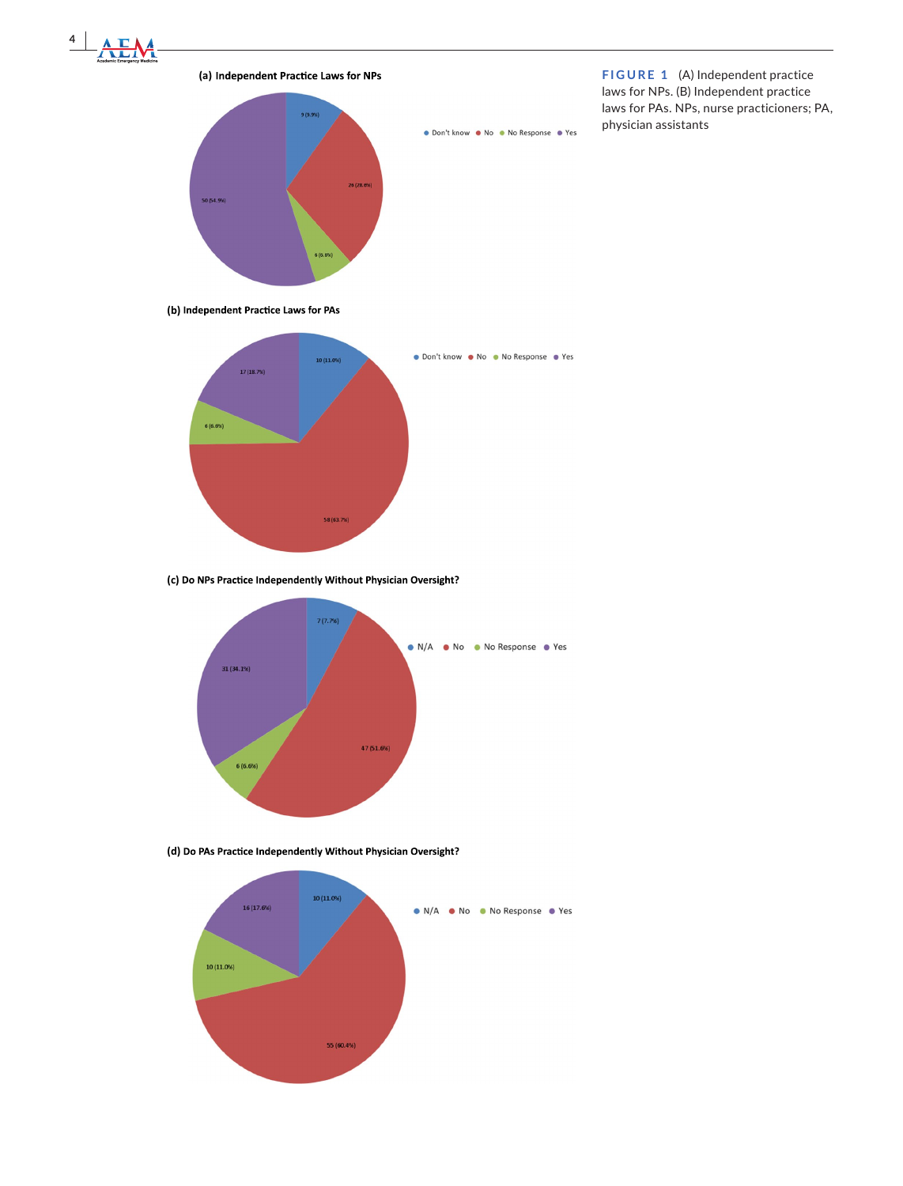**(a) Independent Practice Laws for NPs**

Don't know · No · No Response · Yes

9 (9.9%)

26 (28.6%)

6 (6.6%)

50 (54.9%)

**(b) Independent Practice Laws for PAs**

Don't know · No · No Response · Yes

10 (11.0%)

58 (63.7%)

6 (6.6%)

17 (18.7%)

**(c) Do NPs Practice Independently Without Physician Oversight?**

N/A · No · No Response · Yes

7 (7.7%)

47 (51.6%)

6 (6.6%)

31 (34.1%)

**(d) Do PAs Practice Independently Without Physician Oversight?**

N/A · No · No Response · Yes

10 (11.0%)

55 (60.4%)

10 (11.0%)

16 (17.6%)

**FIGURE 1** (A) Independent practice laws for NPs. (B) Independent practice laws for PAs. NPs, nurse practicioners; PA, physician assistants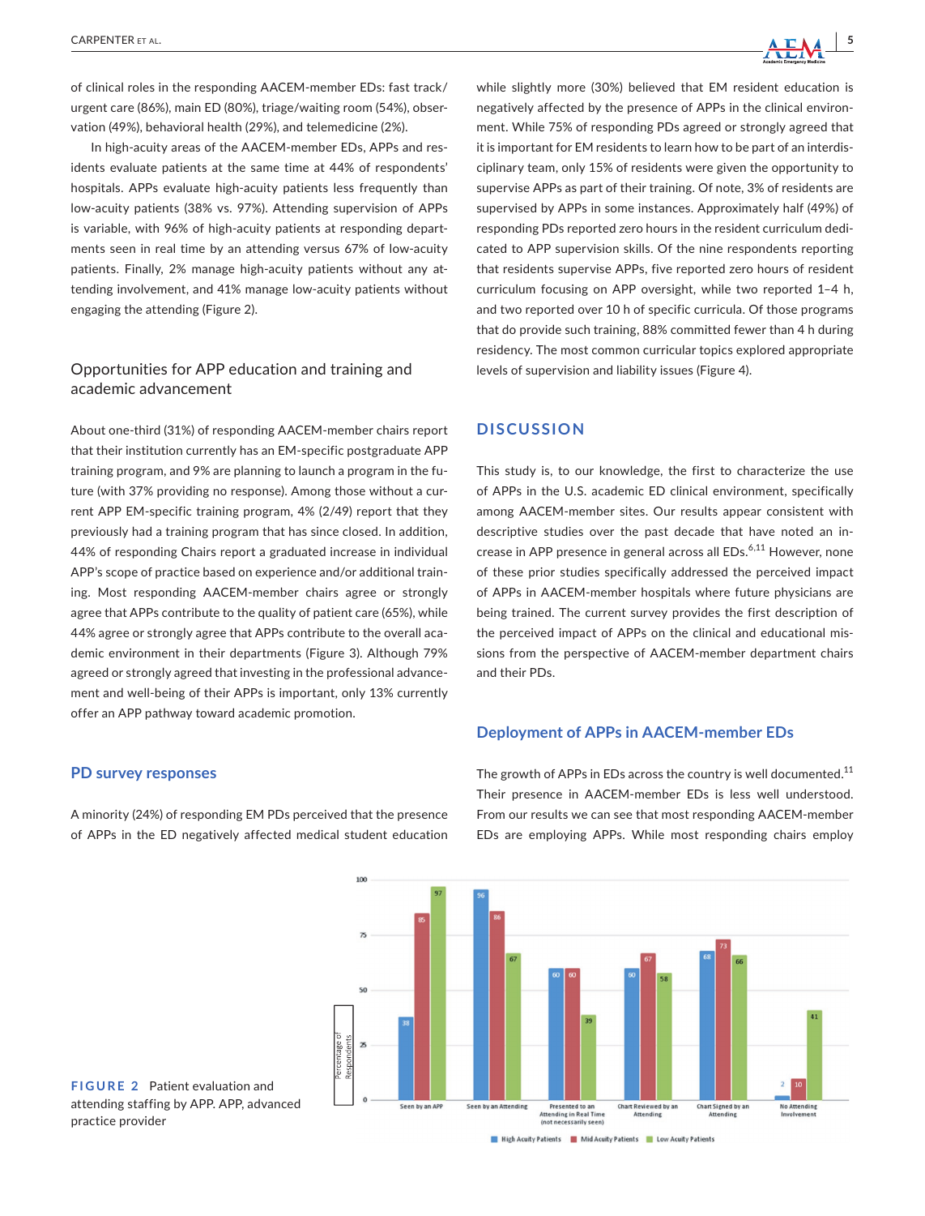of clinical roles in the responding AACEM-member EDs: fast track/urgent care (86%), main ED (80%), triage/waiting room (54%), observation (49%), behavioral health (29%), and telemedicine (2%).

In high-acuity areas of the AACEM-member EDs, APPs and residents evaluate patients at the same time at 44% of respondents' hospitals. APPs evaluate high-acuity patients less frequently than low-acuity patients (38% vs. 97%). Attending supervision of APPs is variable, with 96% of high-acuity patients at responding departments seen in real time by an attending versus 67% of low-acuity patients. Finally, 2% manage high-acuity patients without any attending involvement, and 41% manage low-acuity patients without engaging the attending (Figure 2).

### Opportunities for APP education and training and academic advancement

About one-third (31%) of responding AACEM-member chairs report that their institution currently has an EM-specific postgraduate APP training program, and 9% are planning to launch a program in the future (with 37% providing no response). Among those without a current APP EM-specific training program, 4% (2/49) report that they previously had a training program that has since closed. In addition, 44% of responding Chairs report a graduated increase in individual APP's scope of practice based on experience and/or additional training. Most responding AACEM-member chairs agree or strongly agree that APPs contribute to the quality of patient care (65%), while 44% agree or strongly agree that APPs contribute to the overall academic environment in their departments (Figure 3). Although 79% agreed or strongly agreed that investing in the professional advancement and well-being of their APPs is important, only 13% currently offer an APP pathway toward academic promotion.

### PD survey responses

A minority (24%) of responding EM PDs perceived that the presence of APPs in the ED negatively affected medical student education while slightly more (30%) believed that EM resident education is negatively affected by the presence of APPs in the clinical environment. While 75% of responding PDs agreed or strongly agreed that it is important for EM residents to learn how to be part of an interdisciplinary team, only 15% of residents were given the opportunity to supervise APPs as part of their training. Of note, 3% of residents are supervised by APPs in some instances. Approximately half (49%) of responding PDs reported zero hours in the resident curriculum dedicated to APP supervision skills. Of the nine respondents reporting that residents supervise APPs, five reported zero hours of resident curriculum focusing on APP oversight, while two reported 1–4 h, and two reported over 10 h of specific curricula. Of those programs that do provide such training, 88% committed fewer than 4 h during residency. The most common curricular topics explored appropriate levels of supervision and liability issues (Figure 4).

## DISCUSSION

This study is, to our knowledge, the first to characterize the use of APPs in the U.S. academic ED clinical environment, specifically among AACEM-member sites. Our results appear consistent with descriptive studies over the past decade that have noted an increase in APP presence in general across all EDs.[6,11] However, none of these prior studies specifically addressed the perceived impact of APPs in AACEM-member hospitals where future physicians are being trained. The current survey provides the first description of the perceived impact of APPs on the clinical and educational missions from the perspective of AACEM-member department chairs and their PDs.

### Deployment of APPs in AACEM-member EDs

The growth of APPs in EDs across the country is well documented.[11] Their presence in AACEM-member EDs is less well understood. From our results we can see that most responding AACEM-member EDs are employing APPs. While most responding chairs employ

| | High Acuity Patients | Mid Acuity Patients | Low Acuity Patients |
|---|---|---|---|
| Seen by an APP | 38 | 85 | 97 |
| Seen by an Attending | 96 | 86 | 67 |
| Presented to an Attending in Real Time (not necessarily seen) | 60 | 60 | 39 |
| Chart Reviewed by an Attending | 60 | 67 | 58 |
| Chart Signed by an Attending | 68 | 73 | 66 |
| No Attending Involvement | 2 | 10 | 41 |

Y-axis: Percentage of Respondents

**FIGURE 2** Patient evaluation and attending staffing by APP. APP, advanced practice provider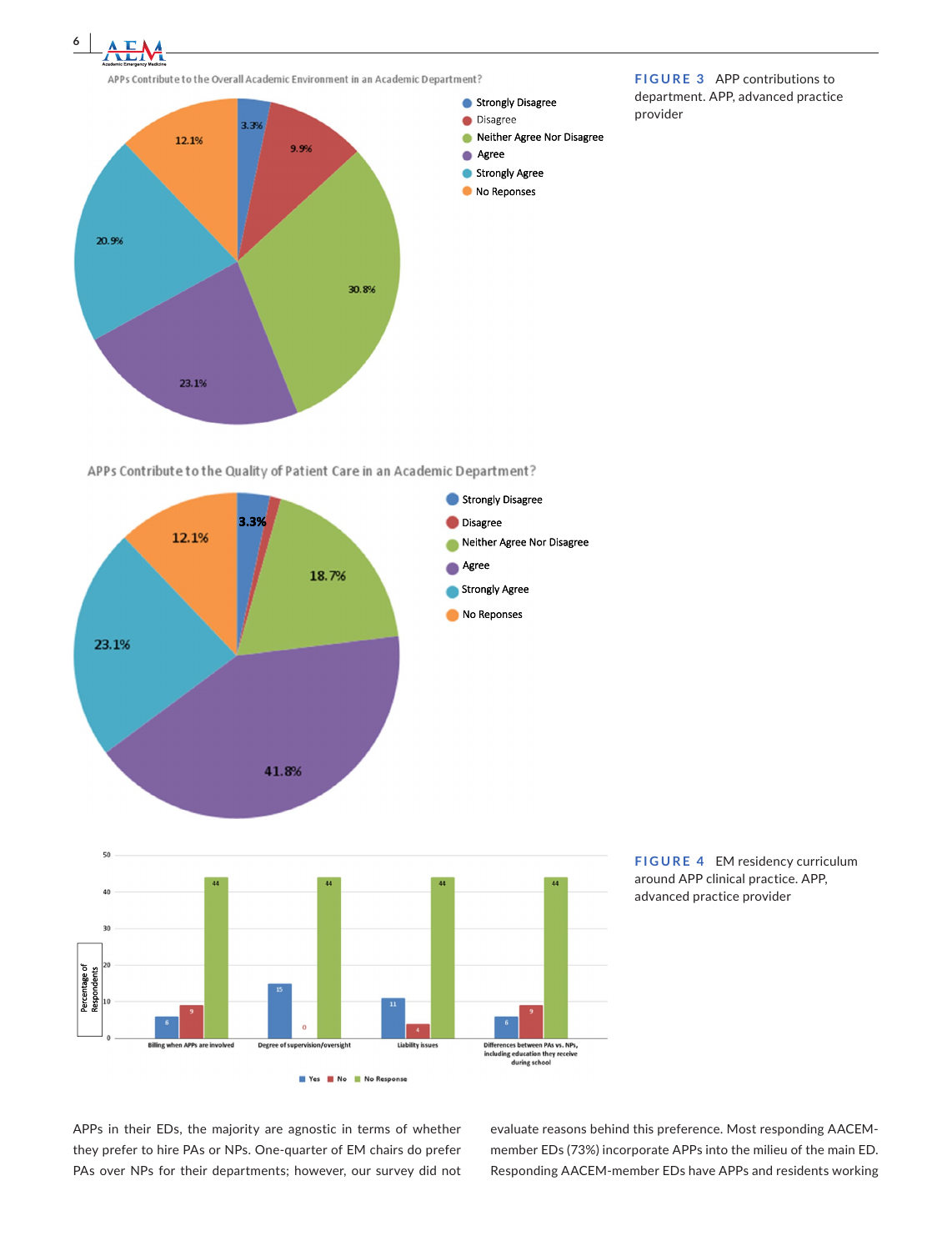APPs Contribute to the Overall Academic Environment in an Academic Department?

| Response | Percentage |
| --- | --- |
| Strongly Disagree | 3.3% |
| Disagree | 9.9% |
| Neither Agree Nor Disagree | 30.8% |
| Agree | 23.1% |
| Strongly Agree | 20.9% |
| No Reponses | 12.1% |

APPs Contribute to the Quality of Patient Care in an Academic Department?

| Response | Percentage |
| --- | --- |
| Strongly Disagree | 3.3% |
| Disagree | |
| Neither Agree Nor Disagree | 18.7% |
| Agree | 41.8% |
| Strongly Agree | 23.1% |
| No Reponses | 12.1% |

**FIGURE 3** APP contributions to department. APP, advanced practice provider

Percentage of Respondents

| | Yes | No | No Response |
| --- | --- | --- | --- |
| Billing when APPs are involved | 6 | 9 | 44 |
| Degree of supervision/oversight | 15 | 0 | 44 |
| Liability issues | 11 | 4 | 44 |
| Differences between PAs vs. NPs, including education they receive during school | 6 | 9 | 44 |

**FIGURE 4** EM residency curriculum around APP clinical practice. APP, advanced practice provider

APPs in their EDs, the majority are agnostic in terms of whether they prefer to hire PAs or NPs. One-quarter of EM chairs do prefer PAs over NPs for their departments; however, our survey did not evaluate reasons behind this preference. Most responding AACEM-member EDs (73%) incorporate APPs into the milieu of the main ED. Responding AACEM-member EDs have APPs and residents working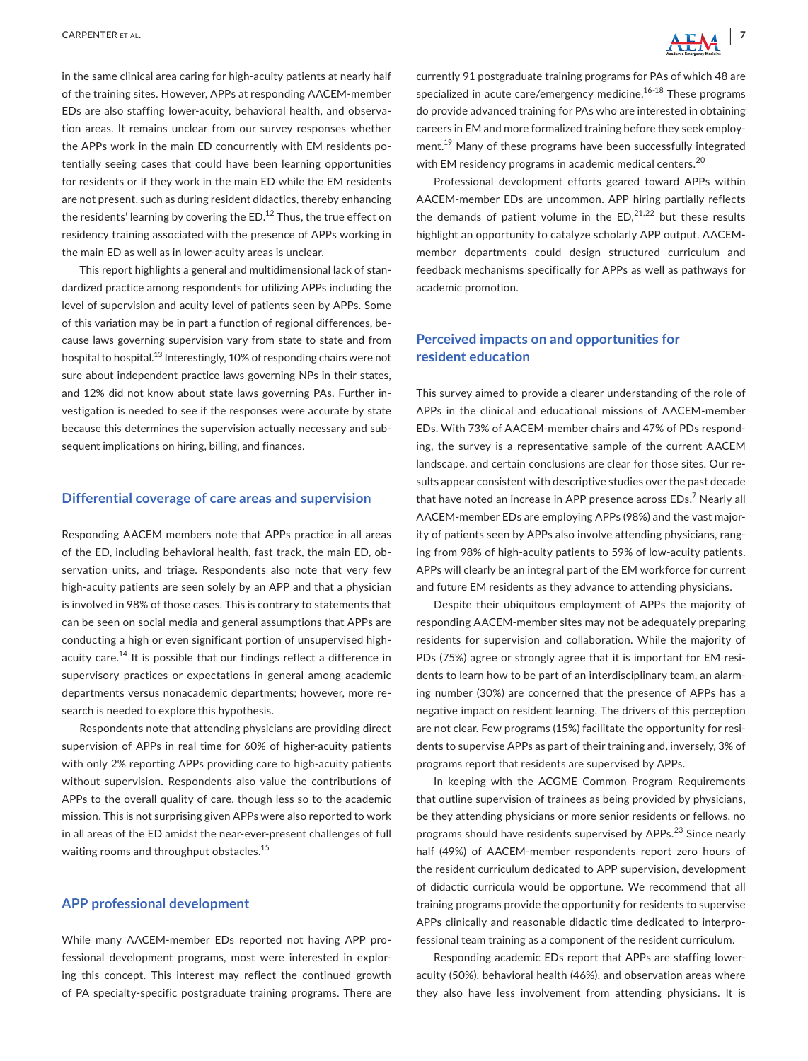in the same clinical area caring for high-acuity patients at nearly half of the training sites. However, APPs at responding AACEM-member EDs are also staffing lower-acuity, behavioral health, and observation areas. It remains unclear from our survey responses whether the APPs work in the main ED concurrently with EM residents potentially seeing cases that could have been learning opportunities for residents or if they work in the main ED while the EM residents are not present, such as during resident didactics, thereby enhancing the residents' learning by covering the ED.[12] Thus, the true effect on residency training associated with the presence of APPs working in the main ED as well as in lower-acuity areas is unclear.

This report highlights a general and multidimensional lack of standardized practice among respondents for utilizing APPs including the level of supervision and acuity level of patients seen by APPs. Some of this variation may be in part a function of regional differences, because laws governing supervision vary from state to state and from hospital to hospital.[13] Interestingly, 10% of responding chairs were not sure about independent practice laws governing NPs in their states, and 12% did not know about state laws governing PAs. Further investigation is needed to see if the responses were accurate by state because this determines the supervision actually necessary and subsequent implications on hiring, billing, and finances.

## Differential coverage of care areas and supervision

Responding AACEM members note that APPs practice in all areas of the ED, including behavioral health, fast track, the main ED, observation units, and triage. Respondents also note that very few high-acuity patients are seen solely by an APP and that a physician is involved in 98% of those cases. This is contrary to statements that can be seen on social media and general assumptions that APPs are conducting a high or even significant portion of unsupervised high-acuity care.[14] It is possible that our findings reflect a difference in supervisory practices or expectations in general among academic departments versus nonacademic departments; however, more research is needed to explore this hypothesis.

Respondents note that attending physicians are providing direct supervision of APPs in real time for 60% of higher-acuity patients with only 2% reporting APPs providing care to high-acuity patients without supervision. Respondents also value the contributions of APPs to the overall quality of care, though less so to the academic mission. This is not surprising given APPs were also reported to work in all areas of the ED amidst the near-ever-present challenges of full waiting rooms and throughput obstacles.[15]

## APP professional development

While many AACEM-member EDs reported not having APP professional development programs, most were interested in exploring this concept. This interest may reflect the continued growth of PA specialty-specific postgraduate training programs. There are currently 91 postgraduate training programs for PAs of which 48 are specialized in acute care/emergency medicine.[16-18] These programs do provide advanced training for PAs who are interested in obtaining careers in EM and more formalized training before they seek employment.[19] Many of these programs have been successfully integrated with EM residency programs in academic medical centers.[20]

Professional development efforts geared toward APPs within AACEM-member EDs are uncommon. APP hiring partially reflects the demands of patient volume in the ED,[21,22] but these results highlight an opportunity to catalyze scholarly APP output. AACEM-member departments could design structured curriculum and feedback mechanisms specifically for APPs as well as pathways for academic promotion.

## Perceived impacts on and opportunities for resident education

This survey aimed to provide a clearer understanding of the role of APPs in the clinical and educational missions of AACEM-member EDs. With 73% of AACEM-member chairs and 47% of PDs responding, the survey is a representative sample of the current AACEM landscape, and certain conclusions are clear for those sites. Our results appear consistent with descriptive studies over the past decade that have noted an increase in APP presence across EDs.[7] Nearly all AACEM-member EDs are employing APPs (98%) and the vast majority of patients seen by APPs also involve attending physicians, ranging from 98% of high-acuity patients to 59% of low-acuity patients. APPs will clearly be an integral part of the EM workforce for current and future EM residents as they advance to attending physicians.

Despite their ubiquitous employment of APPs the majority of responding AACEM-member sites may not be adequately preparing residents for supervision and collaboration. While the majority of PDs (75%) agree or strongly agree that it is important for EM residents to learn how to be part of an interdisciplinary team, an alarming number (30%) are concerned that the presence of APPs has a negative impact on resident learning. The drivers of this perception are not clear. Few programs (15%) facilitate the opportunity for residents to supervise APPs as part of their training and, inversely, 3% of programs report that residents are supervised by APPs.

In keeping with the ACGME Common Program Requirements that outline supervision of trainees as being provided by physicians, be they attending physicians or more senior residents or fellows, no programs should have residents supervised by APPs.[23] Since nearly half (49%) of AACEM-member respondents report zero hours of the resident curriculum dedicated to APP supervision, development of didactic curricula would be opportune. We recommend that all training programs provide the opportunity for residents to supervise APPs clinically and reasonable didactic time dedicated to interprofessional team training as a component of the resident curriculum.

Responding academic EDs report that APPs are staffing lower-acuity (50%), behavioral health (46%), and observation areas where they also have less involvement from attending physicians. It is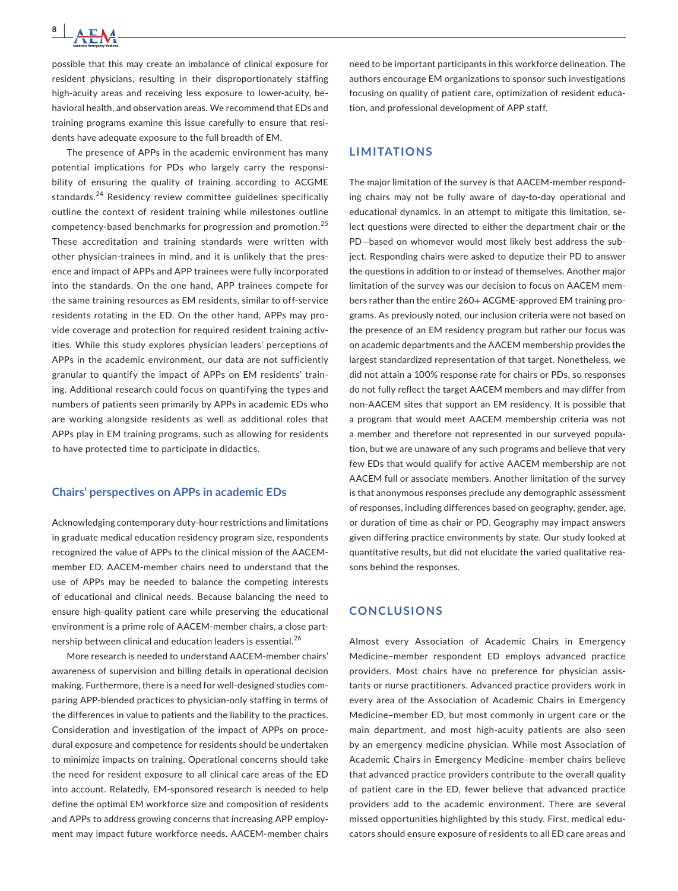possible that this may create an imbalance of clinical exposure for resident physicians, resulting in their disproportionately staffing high-acuity areas and receiving less exposure to lower-acuity, behavioral health, and observation areas. We recommend that EDs and training programs examine this issue carefully to ensure that residents have adequate exposure to the full breadth of EM.

The presence of APPs in the academic environment has many potential implications for PDs who largely carry the responsibility of ensuring the quality of training according to ACGME standards.[24] Residency review committee guidelines specifically outline the context of resident training while milestones outline competency-based benchmarks for progression and promotion.[25] These accreditation and training standards were written with other physician-trainees in mind, and it is unlikely that the presence and impact of APPs and APP trainees were fully incorporated into the standards. On the one hand, APP trainees compete for the same training resources as EM residents, similar to off-service residents rotating in the ED. On the other hand, APPs may provide coverage and protection for required resident training activities. While this study explores physician leaders' perceptions of APPs in the academic environment, our data are not sufficiently granular to quantify the impact of APPs on EM residents' training. Additional research could focus on quantifying the types and numbers of patients seen primarily by APPs in academic EDs who are working alongside residents as well as additional roles that APPs play in EM training programs, such as allowing for residents to have protected time to participate in didactics.

### Chairs' perspectives on APPs in academic EDs

Acknowledging contemporary duty-hour restrictions and limitations in graduate medical education residency program size, respondents recognized the value of APPs to the clinical mission of the AACEM-member ED. AACEM-member chairs need to understand that the use of APPs may be needed to balance the competing interests of educational and clinical needs. Because balancing the need to ensure high-quality patient care while preserving the educational environment is a prime role of AACEM-member chairs, a close partnership between clinical and education leaders is essential.[26]

More research is needed to understand AACEM-member chairs' awareness of supervision and billing details in operational decision making. Furthermore, there is a need for well-designed studies comparing APP-blended practices to physician-only staffing in terms of the differences in value to patients and the liability to the practices. Consideration and investigation of the impact of APPs on procedural exposure and competence for residents should be undertaken to minimize impacts on training. Operational concerns should take the need for resident exposure to all clinical care areas of the ED into account. Relatedly, EM-sponsored research is needed to help define the optimal EM workforce size and composition of residents and APPs to address growing concerns that increasing APP employment may impact future workforce needs. AACEM-member chairs need to be important participants in this workforce delineation. The authors encourage EM organizations to sponsor such investigations focusing on quality of patient care, optimization of resident education, and professional development of APP staff.

## LIMITATIONS

The major limitation of the survey is that AACEM-member responding chairs may not be fully aware of day-to-day operational and educational dynamics. In an attempt to mitigate this limitation, select questions were directed to either the department chair or the PD—based on whomever would most likely best address the subject. Responding chairs were asked to deputize their PD to answer the questions in addition to or instead of themselves. Another major limitation of the survey was our decision to focus on AACEM members rather than the entire 260+ ACGME-approved EM training programs. As previously noted, our inclusion criteria were not based on the presence of an EM residency program but rather our focus was on academic departments and the AACEM membership provides the largest standardized representation of that target. Nonetheless, we did not attain a 100% response rate for chairs or PDs, so responses do not fully reflect the target AACEM members and may differ from non-AACEM sites that support an EM residency. It is possible that a program that would meet AACEM membership criteria was not a member and therefore not represented in our surveyed population, but we are unaware of any such programs and believe that very few EDs that would qualify for active AACEM membership are not AACEM full or associate members. Another limitation of the survey is that anonymous responses preclude any demographic assessment of responses, including differences based on geography, gender, age, or duration of time as chair or PD. Geography may impact answers given differing practice environments by state. Our study looked at quantitative results, but did not elucidate the varied qualitative reasons behind the responses.

## CONCLUSIONS

Almost every Association of Academic Chairs in Emergency Medicine–member respondent ED employs advanced practice providers. Most chairs have no preference for physician assistants or nurse practitioners. Advanced practice providers work in every area of the Association of Academic Chairs in Emergency Medicine–member ED, but most commonly in urgent care or the main department, and most high-acuity patients are also seen by an emergency medicine physician. While most Association of Academic Chairs in Emergency Medicine–member chairs believe that advanced practice providers contribute to the overall quality of patient care in the ED, fewer believe that advanced practice providers add to the academic environment. There are several missed opportunities highlighted by this study. First, medical educators should ensure exposure of residents to all ED care areas and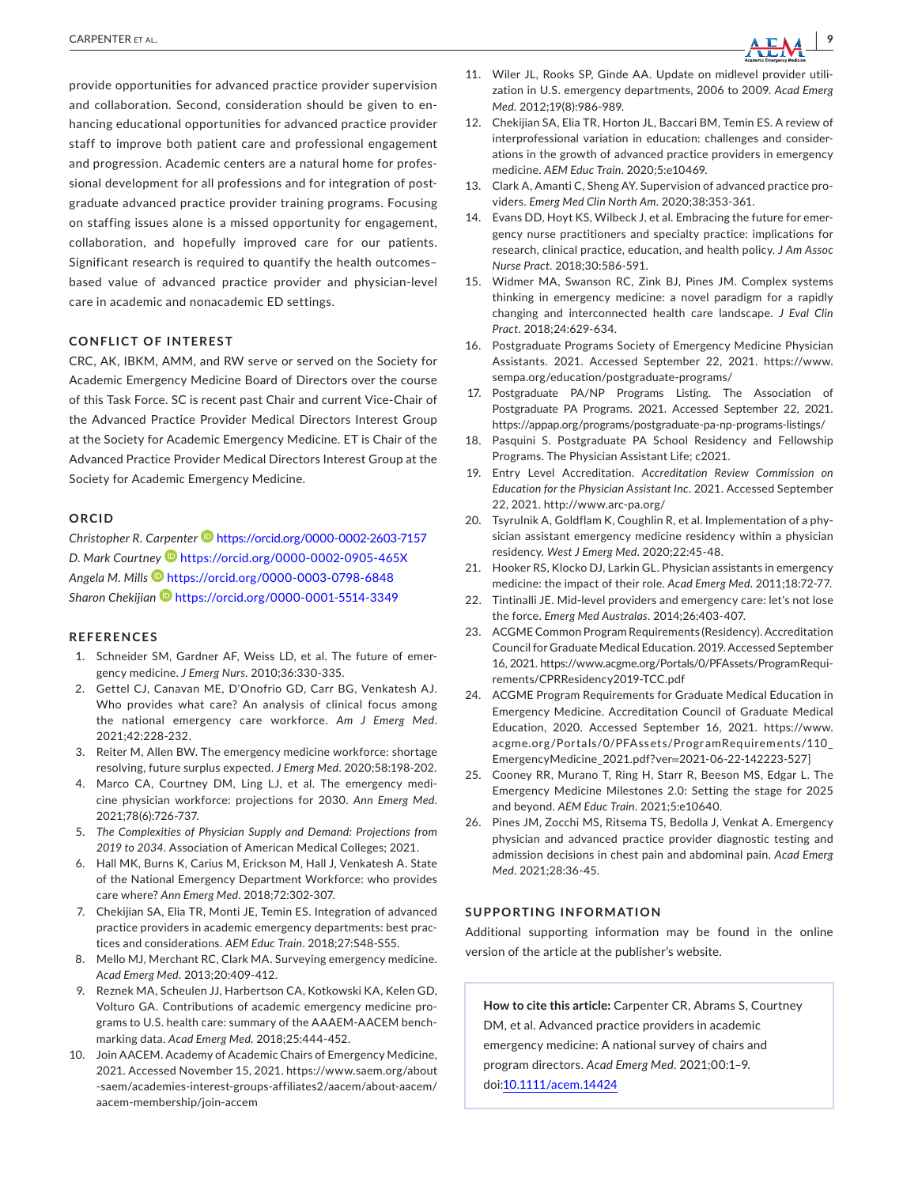provide opportunities for advanced practice provider supervision and collaboration. Second, consideration should be given to enhancing educational opportunities for advanced practice provider staff to improve both patient care and professional engagement and progression. Academic centers are a natural home for professional development for all professions and for integration of postgraduate advanced practice provider training programs. Focusing on staffing issues alone is a missed opportunity for engagement, collaboration, and hopefully improved care for our patients. Significant research is required to quantify the health outcomes–based value of advanced practice provider and physician-level care in academic and nonacademic ED settings.

## CONFLICT OF INTEREST

CRC, AK, IBKM, AMM, and RW serve or served on the Society for Academic Emergency Medicine Board of Directors over the course of this Task Force. SC is recent past Chair and current Vice-Chair of the Advanced Practice Provider Medical Directors Interest Group at the Society for Academic Emergency Medicine. ET is Chair of the Advanced Practice Provider Medical Directors Interest Group at the Society for Academic Emergency Medicine.

## ORCID

*Christopher R. Carpenter* https://orcid.org/0000-0002-2603-7157
*D. Mark Courtney* https://orcid.org/0000-0002-0905-465X
*Angela M. Mills* https://orcid.org/0000-0003-0798-6848
*Sharon Chekijian* https://orcid.org/0000-0001-5514-3349

## REFERENCES

1. Schneider SM, Gardner AF, Weiss LD, et al. The future of emergency medicine. *J Emerg Nurs*. 2010;36:330-335.
2. Gettel CJ, Canavan ME, D'Onofrio GD, Carr BG, Venkatesh AJ. Who provides what care? An analysis of clinical focus among the national emergency care workforce. *Am J Emerg Med*. 2021;42:228-232.
3. Reiter M, Allen BW. The emergency medicine workforce: shortage resolving, future surplus expected. *J Emerg Med*. 2020;58:198-202.
4. Marco CA, Courtney DM, Ling LJ, et al. The emergency medicine physician workforce: projections for 2030. *Ann Emerg Med*. 2021;78(6):726-737.
5. *The Complexities of Physician Supply and Demand: Projections from 2019 to 2034*. Association of American Medical Colleges; 2021.
6. Hall MK, Burns K, Carius M, Erickson M, Hall J, Venkatesh A. State of the National Emergency Department Workforce: who provides care where? *Ann Emerg Med*. 2018;72:302-307.
7. Chekijian SA, Elia TR, Monti JE, Temin ES. Integration of advanced practice providers in academic emergency departments: best practices and considerations. *AEM Educ Train*. 2018;27:S48-S55.
8. Mello MJ, Merchant RC, Clark MA. Surveying emergency medicine. *Acad Emerg Med*. 2013;20:409-412.
9. Reznek MA, Scheulen JJ, Harbertson CA, Kotkowski KA, Kelen GD, Volturo GA. Contributions of academic emergency medicine programs to U.S. health care: summary of the AAAEM-AACEM benchmarking data. *Acad Emerg Med*. 2018;25:444-452.
10. Join AACEM. Academy of Academic Chairs of Emergency Medicine, 2021. Accessed November 15, 2021. https://www.saem.org/about-saem/academies-interest-groups-affiliates2/aacem/about-aacem/aacem-membership/join-accem
11. Wiler JL, Rooks SP, Ginde AA. Update on midlevel provider utilization in U.S. emergency departments, 2006 to 2009. *Acad Emerg Med*. 2012;19(8):986-989.
12. Chekijian SA, Elia TR, Horton JL, Baccari BM, Temin ES. A review of interprofessional variation in education: challenges and considerations in the growth of advanced practice providers in emergency medicine. *AEM Educ Train*. 2020;5:e10469.
13. Clark A, Amanti C, Sheng AY. Supervision of advanced practice providers. *Emerg Med Clin North Am*. 2020;38:353-361.
14. Evans DD, Hoyt KS, Wilbeck J, et al. Embracing the future for emergency nurse practitioners and specialty practice: implications for research, clinical practice, education, and health policy. *J Am Assoc Nurse Pract*. 2018;30:586-591.
15. Widmer MA, Swanson RC, Zink BJ, Pines JM. Complex systems thinking in emergency medicine: a novel paradigm for a rapidly changing and interconnected health care landscape. *J Eval Clin Pract*. 2018;24:629-634.
16. Postgraduate Programs Society of Emergency Medicine Physician Assistants. 2021. Accessed September 22, 2021. https://www.sempa.org/education/postgraduate-programs/
17. Postgraduate PA/NP Programs Listing. The Association of Postgraduate PA Programs. 2021. Accessed September 22, 2021. https://appap.org/programs/postgraduate-pa-np-programs-listings/
18. Pasquini S. Postgraduate PA School Residency and Fellowship Programs. The Physician Assistant Life; c2021.
19. Entry Level Accreditation. *Accreditation Review Commission on Education for the Physician Assistant Inc*. 2021. Accessed September 22, 2021. http://www.arc-pa.org/
20. Tsyrulnik A, Goldflam K, Coughlin R, et al. Implementation of a physician assistant emergency medicine residency within a physician residency. *West J Emerg Med*. 2020;22:45-48.
21. Hooker RS, Klocko DJ, Larkin GL. Physician assistants in emergency medicine: the impact of their role. *Acad Emerg Med*. 2011;18:72-77.
22. Tintinalli JE. Mid-level providers and emergency care: let's not lose the force. *Emerg Med Australas*. 2014;26:403-407.
23. ACGME Common Program Requirements (Residency). Accreditation Council for Graduate Medical Education. 2019. Accessed September 16, 2021. https://www.acgme.org/Portals/0/PFAssets/ProgramRequirements/CPRResidency2019-TCC.pdf
24. ACGME Program Requirements for Graduate Medical Education in Emergency Medicine. Accreditation Council of Graduate Medical Education, 2020. Accessed September 16, 2021. https://www.acgme.org/Portals/0/PFAssets/ProgramRequirements/110_EmergencyMedicine_2021.pdf?ver=2021-06-22-142223-527]
25. Cooney RR, Murano T, Ring H, Starr R, Beeson MS, Edgar L. The Emergency Medicine Milestones 2.0: Setting the stage for 2025 and beyond. *AEM Educ Train*. 2021;5:e10640.
26. Pines JM, Zocchi MS, Ritsema TS, Bedolla J, Venkat A. Emergency physician and advanced practice provider diagnostic testing and admission decisions in chest pain and abdominal pain. *Acad Emerg Med*. 2021;28:36-45.

## SUPPORTING INFORMATION

Additional supporting information may be found in the online version of the article at the publisher's website.

**How to cite this article:** Carpenter CR, Abrams S, Courtney DM, et al. Advanced practice providers in academic emergency medicine: A national survey of chairs and program directors. *Acad Emerg Med*. 2021;00:1–9. doi:10.1111/acem.14424